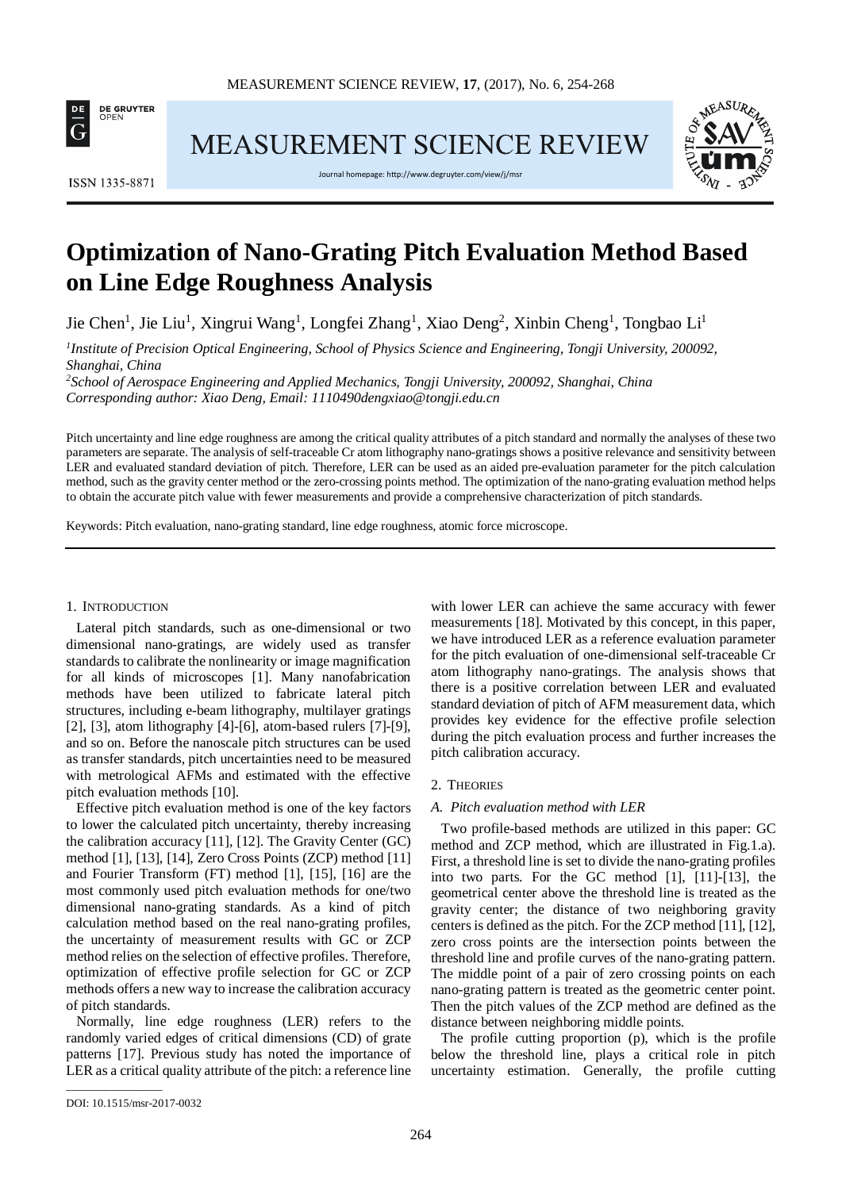# Optimization of Nano-Grating Pitch Evaluation Method Based on Line Edge Roughness Analysis

Jie Chen[1], Jie Liu[1], Xingrui Wang[1], Longfei Zhang[1], Xiao Deng[2], Xinbin Cheng[1], Tongbao Li[1]

*[1]Institute of Precision Optical Engineering, School of Physics Science and Engineering, Tongji University, 200092, Shanghai, China*
*[2]School of Aerospace Engineering and Applied Mechanics, Tongji University, 200092, Shanghai, China*
*Corresponding author: Xiao Deng, Email: 1110490dengxiao@tongji.edu.cn*

Pitch uncertainty and line edge roughness are among the critical quality attributes of a pitch standard and normally the analyses of these two parameters are separate. The analysis of self-traceable Cr atom lithography nano-gratings shows a positive relevance and sensitivity between LER and evaluated standard deviation of pitch. Therefore, LER can be used as an aided pre-evaluation parameter for the pitch calculation method, such as the gravity center method or the zero-crossing points method. The optimization of the nano-grating evaluation method helps to obtain the accurate pitch value with fewer measurements and provide a comprehensive characterization of pitch standards.

Keywords: Pitch evaluation, nano-grating standard, line edge roughness, atomic force microscope.

## 1. Introduction

Lateral pitch standards, such as one-dimensional or two dimensional nano-gratings, are widely used as transfer standards to calibrate the nonlinearity or image magnification for all kinds of microscopes [1]. Many nanofabrication methods have been utilized to fabricate lateral pitch structures, including e-beam lithography, multilayer gratings [2], [3], atom lithography [4]-[6], atom-based rulers [7]-[9], and so on. Before the nanoscale pitch structures can be used as transfer standards, pitch uncertainties need to be measured with metrological AFMs and estimated with the effective pitch evaluation methods [10].

Effective pitch evaluation method is one of the key factors to lower the calculated pitch uncertainty, thereby increasing the calibration accuracy [11], [12]. The Gravity Center (GC) method [1], [13], [14], Zero Cross Points (ZCP) method [11] and Fourier Transform (FT) method [1], [15], [16] are the most commonly used pitch evaluation methods for one/two dimensional nano-grating standards. As a kind of pitch calculation method based on the real nano-grating profiles, the uncertainty of measurement results with GC or ZCP method relies on the selection of effective profiles. Therefore, optimization of effective profile selection for GC or ZCP methods offers a new way to increase the calibration accuracy of pitch standards.

Normally, line edge roughness (LER) refers to the randomly varied edges of critical dimensions (CD) of grate patterns [17]. Previous study has noted the importance of LER as a critical quality attribute of the pitch: a reference line with lower LER can achieve the same accuracy with fewer measurements [18]. Motivated by this concept, in this paper, we have introduced LER as a reference evaluation parameter for the pitch evaluation of one-dimensional self-traceable Cr atom lithography nano-gratings. The analysis shows that there is a positive correlation between LER and evaluated standard deviation of pitch of AFM measurement data, which provides key evidence for the effective profile selection during the pitch evaluation process and further increases the pitch calibration accuracy.

## 2. Theories

### *A. Pitch evaluation method with LER*

Two profile-based methods are utilized in this paper: GC method and ZCP method, which are illustrated in Fig.1.a). First, a threshold line is set to divide the nano-grating profiles into two parts. For the GC method [1], [11]-[13], the geometrical center above the threshold line is treated as the gravity center; the distance of two neighboring gravity centers is defined as the pitch. For the ZCP method [11], [12], zero cross points are the intersection points between the threshold line and profile curves of the nano-grating pattern. The middle point of a pair of zero crossing points on each nano-grating pattern is treated as the geometric center point. Then the pitch values of the ZCP method are defined as the distance between neighboring middle points.

The profile cutting proportion (p), which is the profile below the threshold line, plays a critical role in pitch uncertainty estimation. Generally, the profile cutting

DOI: 10.1515/msr-2017-0032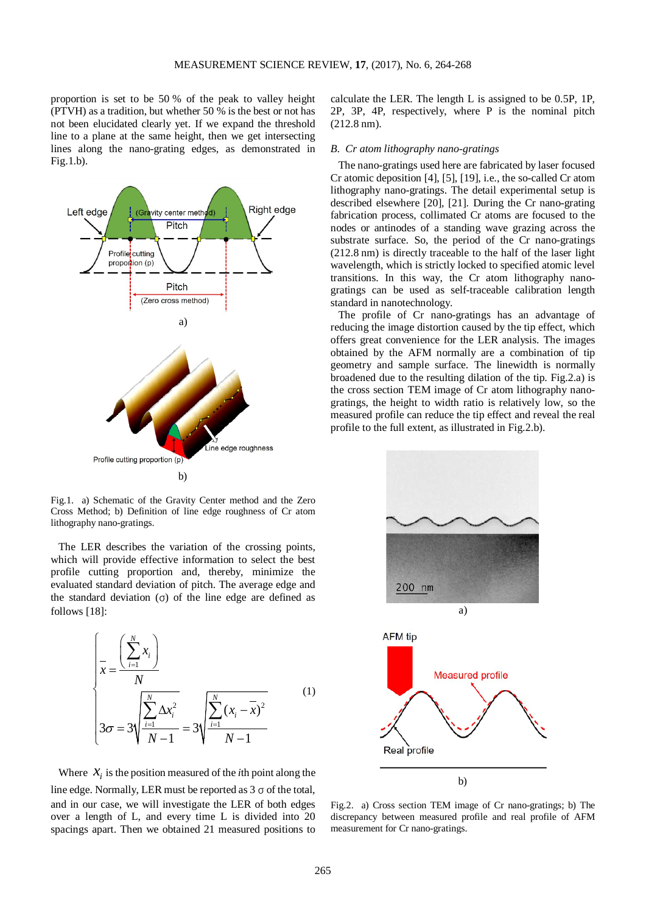proportion is set to be 50 % of the peak to valley height (PTVH) as a tradition, but whether 50 % is the best or not has not been elucidated clearly yet. If we expand the threshold line to a plane at the same height, then we get intersecting lines along the nano-grating edges, as demonstrated in Fig.1.b).

a)

b)

Fig.1. a) Schematic of the Gravity Center method and the Zero Cross Method; b) Definition of line edge roughness of Cr atom lithography nano-gratings.

The LER describes the variation of the crossing points, which will provide effective information to select the best profile cutting proportion and, thereby, minimize the evaluated standard deviation of pitch. The average edge and the standard deviation (σ) of the line edge are defined as follows [18]:

$$\begin{cases} \bar{x} = \dfrac{\left(\sum_{i=1}^{N} x_i\right)}{N} \\ 3\sigma = 3\sqrt{\dfrac{\sum_{i=1}^{N} \Delta x_i^2}{N-1}} = 3\sqrt{\dfrac{\sum_{i=1}^{N} (x_i - \bar{x})^2}{N-1}} \end{cases} \tag{1}$$

Where $x_i$ is the position measured of the *i*th point along the line edge. Normally, LER must be reported as 3 σ of the total, and in our case, we will investigate the LER of both edges over a length of L, and every time L is divided into 20 spacings apart. Then we obtained 21 measured positions to calculate the LER. The length L is assigned to be 0.5P, 1P, 2P, 3P, 4P, respectively, where P is the nominal pitch (212.8 nm).

## *B. Cr atom lithography nano-gratings*

The nano-gratings used here are fabricated by laser focused Cr atomic deposition [4], [5], [19], i.e., the so-called Cr atom lithography nano-gratings. The detail experimental setup is described elsewhere [20], [21]. During the Cr nano-grating fabrication process, collimated Cr atoms are focused to the nodes or antinodes of a standing wave grazing across the substrate surface. So, the period of the Cr nano-gratings (212.8 nm) is directly traceable to the half of the laser light wavelength, which is strictly locked to specified atomic level transitions. In this way, the Cr atom lithography nano-gratings can be used as self-traceable calibration length standard in nanotechnology.

The profile of Cr nano-gratings has an advantage of reducing the image distortion caused by the tip effect, which offers great convenience for the LER analysis. The images obtained by the AFM normally are a combination of tip geometry and sample surface. The linewidth is normally broadened due to the resulting dilation of the tip. Fig.2.a) is the cross section TEM image of Cr atom lithography nano-gratings, the height to width ratio is relatively low, so the measured profile can reduce the tip effect and reveal the real profile to the full extent, as illustrated in Fig.2.b).

a)

b)

Fig.2. a) Cross section TEM image of Cr nano-gratings; b) The discrepancy between measured profile and real profile of AFM measurement for Cr nano-gratings.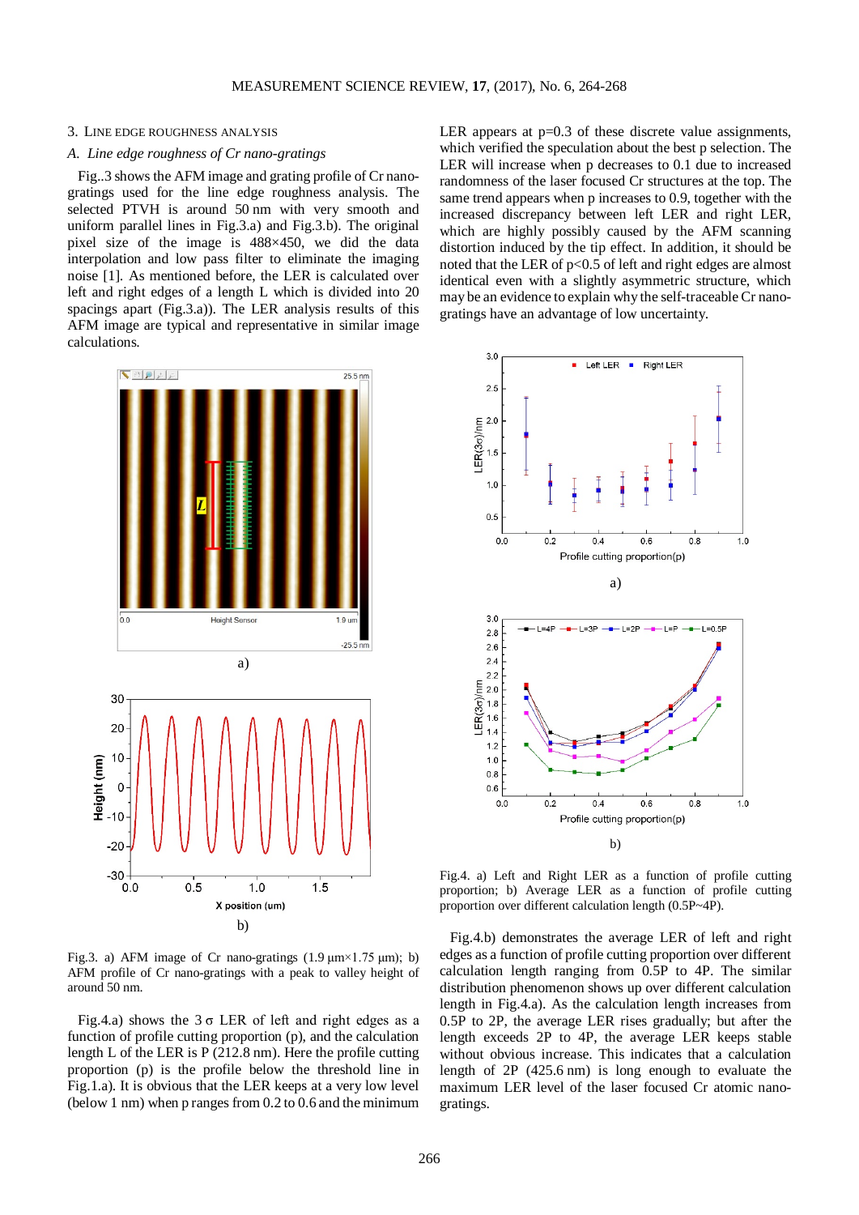## 3. Line edge roughness analysis

### *A. Line edge roughness of Cr nano-gratings*

Fig..3 shows the AFM image and grating profile of Cr nano-gratings used for the line edge roughness analysis. The selected PTVH is around 50 nm with very smooth and uniform parallel lines in Fig.3.a) and Fig.3.b). The original pixel size of the image is 488×450, we did the data interpolation and low pass filter to eliminate the imaging noise [1]. As mentioned before, the LER is calculated over left and right edges of a length L which is divided into 20 spacings apart (Fig.3.a)). The LER analysis results of this AFM image are typical and representative in similar image calculations.

Fig.3. a) AFM image of Cr nano-gratings (1.9 μm×1.75 μm); b) AFM profile of Cr nano-gratings with a peak to valley height of around 50 nm.

Fig.4.a) shows the 3σ LER of left and right edges as a function of profile cutting proportion (p), and the calculation length L of the LER is P (212.8 nm). Here the profile cutting proportion (p) is the profile below the threshold line in Fig.1.a). It is obvious that the LER keeps at a very low level (below 1 nm) when p ranges from 0.2 to 0.6 and the minimum LER appears at p=0.3 of these discrete value assignments, which verified the speculation about the best p selection. The LER will increase when p decreases to 0.1 due to increased randomness of the laser focused Cr structures at the top. The same trend appears when p increases to 0.9, together with the increased discrepancy between left LER and right LER, which are highly possibly caused by the AFM scanning distortion induced by the tip effect. In addition, it should be noted that the LER of p<0.5 of left and right edges are almost identical even with a slightly asymmetric structure, which may be an evidence to explain why the self-traceable Cr nano-gratings have an advantage of low uncertainty.

Fig.4. a) Left and Right LER as a function of profile cutting proportion; b) Average LER as a function of profile cutting proportion over different calculation length (0.5P~4P).

Fig.4.b) demonstrates the average LER of left and right edges as a function of profile cutting proportion over different calculation length ranging from 0.5P to 4P. The similar distribution phenomenon shows up over different calculation length in Fig.4.a). As the calculation length increases from 0.5P to 2P, the average LER rises gradually; but after the length exceeds 2P to 4P, the average LER keeps stable without obvious increase. This indicates that a calculation length of 2P (425.6 nm) is long enough to evaluate the maximum LER level of the laser focused Cr atomic nano-gratings.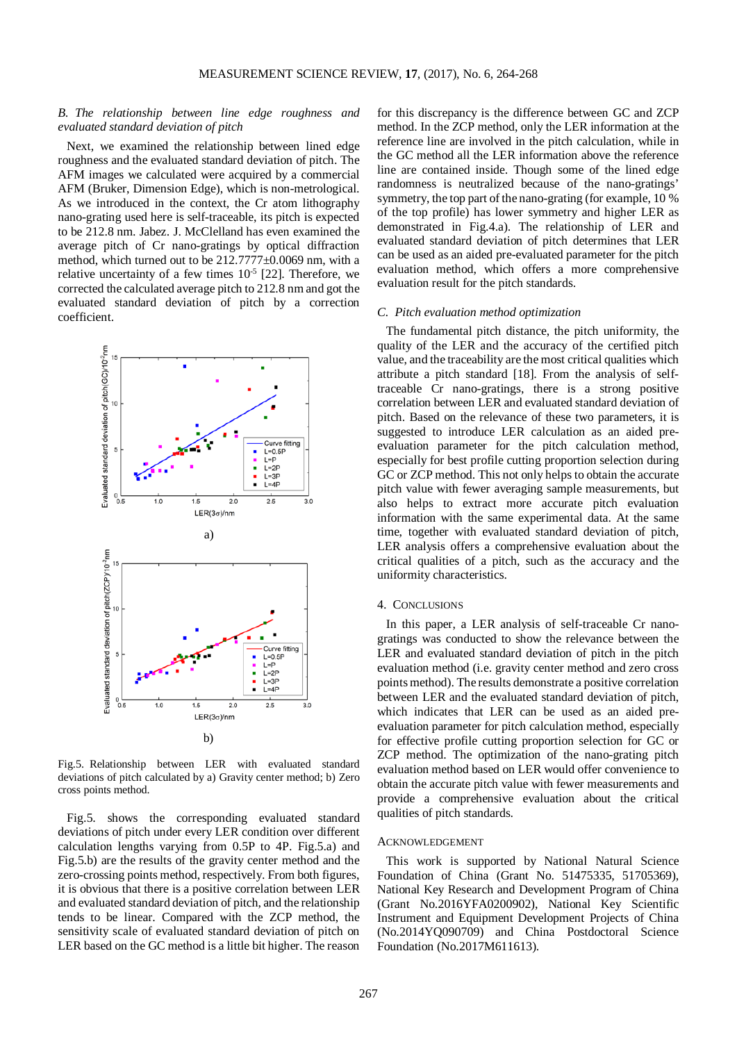### *B. The relationship between line edge roughness and evaluated standard deviation of pitch*

Next, we examined the relationship between lined edge roughness and the evaluated standard deviation of pitch. The AFM images we calculated were acquired by a commercial AFM (Bruker, Dimension Edge), which is non-metrological. As we introduced in the context, the Cr atom lithography nano-grating used here is self-traceable, its pitch is expected to be 212.8 nm. Jabez. J. McClelland has even examined the average pitch of Cr nano-gratings by optical diffraction method, which turned out to be 212.7777±0.0069 nm, with a relative uncertainty of a few times $10^{-5}$ [22]. Therefore, we corrected the calculated average pitch to 212.8 nm and got the evaluated standard deviation of pitch by a correction coefficient.

Evaluated standard deviation of pitch(GC)/10⁻²nm
15
10
5
0
0.5
1.0
1.5
2.0
2.5
3.0
LER(3σ)/nm
Curve fitting
L=0.5P
L=P
L=2P
L=3P
L=4P

a)

Evaluated standard deviation of pitch(ZCP)/10⁻²nm
15
10
5
0
0.5
1.0
1.5
2.0
2.5
3.0
LER(3σ)/nm
Curve fitting
L=0.5P
L=P
L=2P
L=3P
L=4P

b)

Fig.5. Relationship between LER with evaluated standard deviations of pitch calculated by a) Gravity center method; b) Zero cross points method.

Fig.5. shows the corresponding evaluated standard deviations of pitch under every LER condition over different calculation lengths varying from 0.5P to 4P. Fig.5.a) and Fig.5.b) are the results of the gravity center method and the zero-crossing points method, respectively. From both figures, it is obvious that there is a positive correlation between LER and evaluated standard deviation of pitch, and the relationship tends to be linear. Compared with the ZCP method, the sensitivity scale of evaluated standard deviation of pitch on LER based on the GC method is a little bit higher. The reason for this discrepancy is the difference between GC and ZCP method. In the ZCP method, only the LER information at the reference line are involved in the pitch calculation, while in the GC method all the LER information above the reference line are contained inside. Though some of the lined edge randomness is neutralized because of the nano-gratings' symmetry, the top part of the nano-grating (for example, 10 % of the top profile) has lower symmetry and higher LER as demonstrated in Fig.4.a). The relationship of LER and evaluated standard deviation of pitch determines that LER can be used as an aided pre-evaluated parameter for the pitch evaluation method, which offers a more comprehensive evaluation result for the pitch standards.

### *C. Pitch evaluation method optimization*

The fundamental pitch distance, the pitch uniformity, the quality of the LER and the accuracy of the certified pitch value, and the traceability are the most critical qualities which attribute a pitch standard [18]. From the analysis of self-traceable Cr nano-gratings, there is a strong positive correlation between LER and evaluated standard deviation of pitch. Based on the relevance of these two parameters, it is suggested to introduce LER calculation as an aided pre-evaluation parameter for the pitch calculation method, especially for best profile cutting proportion selection during GC or ZCP method. This not only helps to obtain the accurate pitch value with fewer averaging sample measurements, but also helps to extract more accurate pitch evaluation information with the same experimental data. At the same time, together with evaluated standard deviation of pitch, LER analysis offers a comprehensive evaluation about the critical qualities of a pitch, such as the accuracy and the uniformity characteristics.

## 4. CONCLUSIONS

In this paper, a LER analysis of self-traceable Cr nano-gratings was conducted to show the relevance between the LER and evaluated standard deviation of pitch in the pitch evaluation method (i.e. gravity center method and zero cross points method). The results demonstrate a positive correlation between LER and the evaluated standard deviation of pitch, which indicates that LER can be used as an aided pre-evaluation parameter for pitch calculation method, especially for effective profile cutting proportion selection for GC or ZCP method. The optimization of the nano-grating pitch evaluation method based on LER would offer convenience to obtain the accurate pitch value with fewer measurements and provide a comprehensive evaluation about the critical qualities of pitch standards.

## ACKNOWLEDGEMENT

This work is supported by National Natural Science Foundation of China (Grant No. 51475335, 51705369), National Key Research and Development Program of China (Grant No.2016YFA0200902), National Key Scientific Instrument and Equipment Development Projects of China (No.2014YQ090709) and China Postdoctoral Science Foundation (No.2017M611613).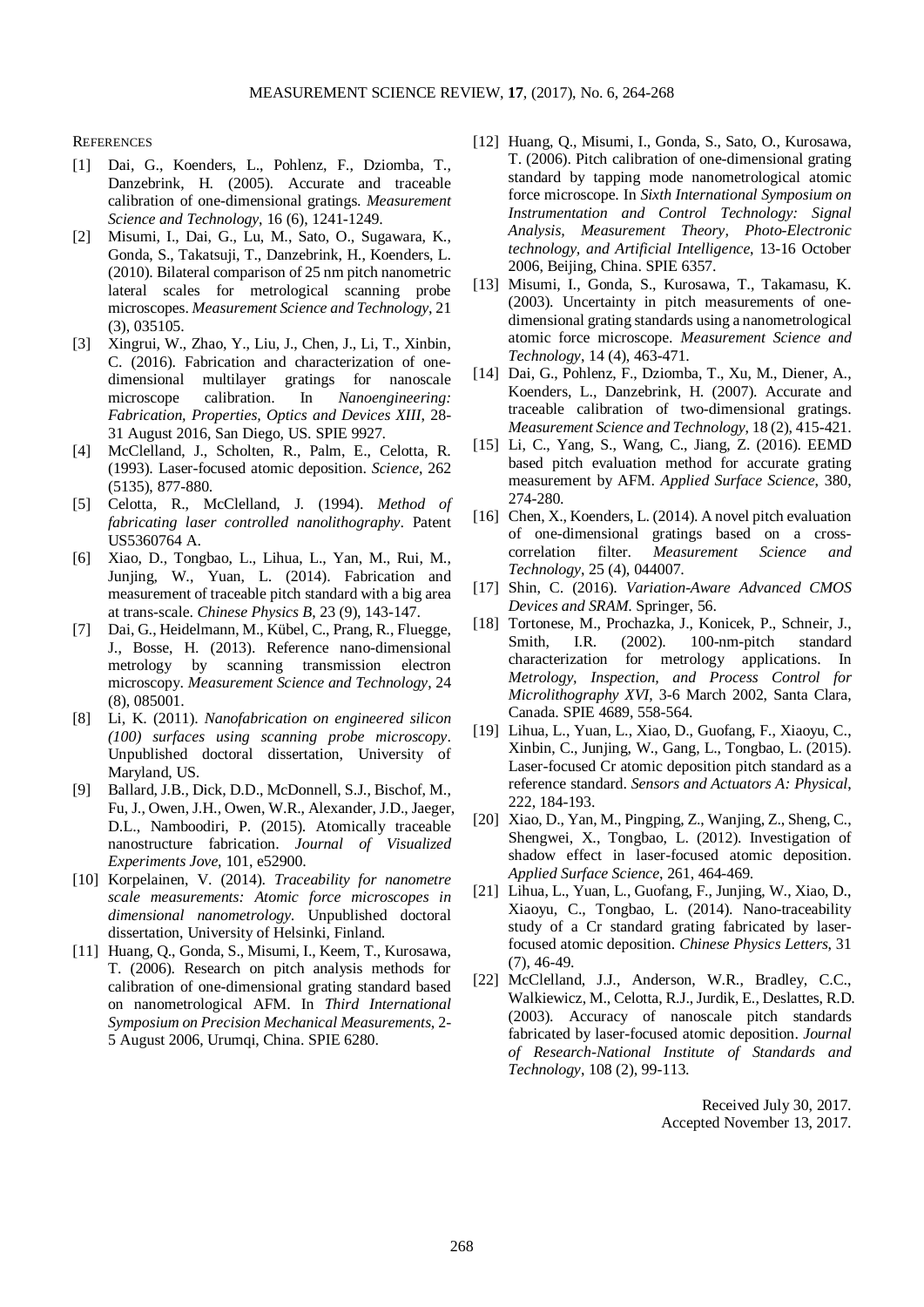## References

[1] Dai, G., Koenders, L., Pohlenz, F., Dziomba, T., Danzebrink, H. (2005). Accurate and traceable calibration of one-dimensional gratings. *Measurement Science and Technology*, 16 (6), 1241-1249.

[2] Misumi, I., Dai, G., Lu, M., Sato, O., Sugawara, K., Gonda, S., Takatsuji, T., Danzebrink, H., Koenders, L. (2010). Bilateral comparison of 25 nm pitch nanometric lateral scales for metrological scanning probe microscopes. *Measurement Science and Technology*, 21 (3), 035105.

[3] Xingrui, W., Zhao, Y., Liu, J., Chen, J., Li, T., Xinbin, C. (2016). Fabrication and characterization of one-dimensional multilayer gratings for nanoscale microscope calibration. In *Nanoengineering: Fabrication, Properties, Optics and Devices XIII*, 28-31 August 2016, San Diego, US. SPIE 9927.

[4] McClelland, J., Scholten, R., Palm, E., Celotta, R. (1993). Laser-focused atomic deposition. *Science*, 262 (5135), 877-880.

[5] Celotta, R., McClelland, J. (1994). *Method of fabricating laser controlled nanolithography*. Patent US5360764 A.

[6] Xiao, D., Tongbao, L., Lihua, L., Yan, M., Rui, M., Junjing, W., Yuan, L. (2014). Fabrication and measurement of traceable pitch standard with a big area at trans-scale. *Chinese Physics B*, 23 (9), 143-147.

[7] Dai, G., Heidelmann, M., Kübel, C., Prang, R., Fluegge, J., Bosse, H. (2013). Reference nano-dimensional metrology by scanning transmission electron microscopy. *Measurement Science and Technology*, 24 (8), 085001.

[8] Li, K. (2011). *Nanofabrication on engineered silicon (100) surfaces using scanning probe microscopy*. Unpublished doctoral dissertation, University of Maryland, US.

[9] Ballard, J.B., Dick, D.D., McDonnell, S.J., Bischof, M., Fu, J., Owen, J.H., Owen, W.R., Alexander, J.D., Jaeger, D.L., Namboodiri, P. (2015). Atomically traceable nanostructure fabrication. *Journal of Visualized Experiments Jove*, 101, e52900.

[10] Korpelainen, V. (2014). *Traceability for nanometre scale measurements: Atomic force microscopes in dimensional nanometrology*. Unpublished doctoral dissertation, University of Helsinki, Finland.

[11] Huang, Q., Gonda, S., Misumi, I., Keem, T., Kurosawa, T. (2006). Research on pitch analysis methods for calibration of one-dimensional grating standard based on nanometrological AFM. In *Third International Symposium on Precision Mechanical Measurements*, 2-5 August 2006, Urumqi, China. SPIE 6280.

[12] Huang, Q., Misumi, I., Gonda, S., Sato, O., Kurosawa, T. (2006). Pitch calibration of one-dimensional grating standard by tapping mode nanometrological atomic force microscope. In *Sixth International Symposium on Instrumentation and Control Technology: Signal Analysis, Measurement Theory, Photo-Electronic technology, and Artificial Intelligence*, 13-16 October 2006, Beijing, China. SPIE 6357.

[13] Misumi, I., Gonda, S., Kurosawa, T., Takamasu, K. (2003). Uncertainty in pitch measurements of one-dimensional grating standards using a nanometrological atomic force microscope. *Measurement Science and Technology*, 14 (4), 463-471.

[14] Dai, G., Pohlenz, F., Dziomba, T., Xu, M., Diener, A., Koenders, L., Danzebrink, H. (2007). Accurate and traceable calibration of two-dimensional gratings. *Measurement Science and Technology*, 18 (2), 415-421.

[15] Li, C., Yang, S., Wang, C., Jiang, Z. (2016). EEMD based pitch evaluation method for accurate grating measurement by AFM. *Applied Surface Science*, 380, 274-280.

[16] Chen, X., Koenders, L. (2014). A novel pitch evaluation of one-dimensional gratings based on a cross-correlation filter. *Measurement Science and Technology*, 25 (4), 044007.

[17] Shin, C. (2016). *Variation-Aware Advanced CMOS Devices and SRAM*. Springer, 56.

[18] Tortonese, M., Prochazka, J., Konicek, P., Schneir, J., Smith, I.R. (2002). 100-nm-pitch standard characterization for metrology applications. In *Metrology, Inspection, and Process Control for Microlithography XVI*, 3-6 March 2002, Santa Clara, Canada. SPIE 4689, 558-564.

[19] Lihua, L., Yuan, L., Xiao, D., Guofang, F., Xiaoyu, C., Xinbin, C., Junjing, W., Gang, L., Tongbao, L. (2015). Laser-focused Cr atomic deposition pitch standard as a reference standard. *Sensors and Actuators A: Physical*, 222, 184-193.

[20] Xiao, D., Yan, M., Pingping, Z., Wanjing, Z., Sheng, C., Shengwei, X., Tongbao, L. (2012). Investigation of shadow effect in laser-focused atomic deposition. *Applied Surface Science*, 261, 464-469.

[21] Lihua, L., Yuan, L., Guofang, F., Junjing, W., Xiao, D., Xiaoyu, C., Tongbao, L. (2014). Nano-traceability study of a Cr standard grating fabricated by laser-focused atomic deposition. *Chinese Physics Letters*, 31 (7), 46-49.

[22] McClelland, J.J., Anderson, W.R., Bradley, C.C., Walkiewicz, M., Celotta, R.J., Jurdik, E., Deslattes, R.D. (2003). Accuracy of nanoscale pitch standards fabricated by laser-focused atomic deposition. *Journal of Research-National Institute of Standards and Technology*, 108 (2), 99-113.

Received July 30, 2017.
Accepted November 13, 2017.